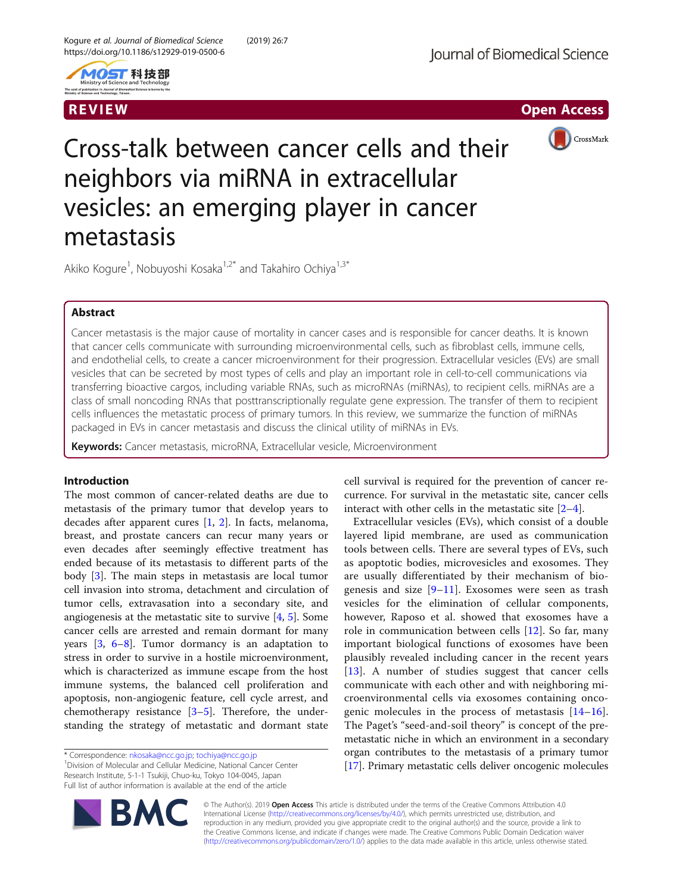REVIEW

Open Access

# Cross-talk between cancer cells and their neighbors via miRNA in extracellular vesicles: an emerging player in cancer metastasis

Akiko Kogure[1], Nobuyoshi Kosaka[1,2*] and Takahiro Ochiya[1,3*]

## Abstract

Cancer metastasis is the major cause of mortality in cancer cases and is responsible for cancer deaths. It is known that cancer cells communicate with surrounding microenvironmental cells, such as fibroblast cells, immune cells, and endothelial cells, to create a cancer microenvironment for their progression. Extracellular vesicles (EVs) are small vesicles that can be secreted by most types of cells and play an important role in cell-to-cell communications via transferring bioactive cargos, including variable RNAs, such as microRNAs (miRNAs), to recipient cells. miRNAs are a class of small noncoding RNAs that posttranscriptionally regulate gene expression. The transfer of them to recipient cells influences the metastatic process of primary tumors. In this review, we summarize the function of miRNAs packaged in EVs in cancer metastasis and discuss the clinical utility of miRNAs in EVs.

**Keywords:** Cancer metastasis, microRNA, Extracellular vesicle, Microenvironment

## Introduction

The most common of cancer-related deaths are due to metastasis of the primary tumor that develop years to decades after apparent cures [1, 2]. In facts, melanoma, breast, and prostate cancers can recur many years or even decades after seemingly effective treatment has ended because of its metastasis to different parts of the body [3]. The main steps in metastasis are local tumor cell invasion into stroma, detachment and circulation of tumor cells, extravasation into a secondary site, and angiogenesis at the metastatic site to survive [4, 5]. Some cancer cells are arrested and remain dormant for many years [3, 6–8]. Tumor dormancy is an adaptation to stress in order to survive in a hostile microenvironment, which is characterized as immune escape from the host immune systems, the balanced cell proliferation and apoptosis, non-angiogenic feature, cell cycle arrest, and chemotherapy resistance [3–5]. Therefore, the understanding the strategy of metastatic and dormant state cell survival is required for the prevention of cancer recurrence. For survival in the metastatic site, cancer cells interact with other cells in the metastatic site [2–4].

Extracellular vesicles (EVs), which consist of a double layered lipid membrane, are used as communication tools between cells. There are several types of EVs, such as apoptotic bodies, microvesicles and exosomes. They are usually differentiated by their mechanism of biogenesis and size [9–11]. Exosomes were seen as trash vesicles for the elimination of cellular components, however, Raposo et al. showed that exosomes have a role in communication between cells [12]. So far, many important biological functions of exosomes have been plausibly revealed including cancer in the recent years [13]. A number of studies suggest that cancer cells communicate with each other and with neighboring microenvironmental cells via exosomes containing oncogenic molecules in the process of metastasis [14–16]. The Paget's "seed-and-soil theory" is concept of the pre-metastatic niche in which an environment in a secondary organ contributes to the metastasis of a primary tumor [17]. Primary metastatic cells deliver oncogenic molecules

\* Correspondence: nkosaka@ncc.go.jp; tochiya@ncc.go.jp
[1]Division of Molecular and Cellular Medicine, National Cancer Center Research Institute, 5-1-1 Tsukiji, Chuo-ku, Tokyo 104-0045, Japan
Full list of author information is available at the end of the article

© The Author(s). 2019 **Open Access** This article is distributed under the terms of the Creative Commons Attribution 4.0 International License (http://creativecommons.org/licenses/by/4.0/), which permits unrestricted use, distribution, and reproduction in any medium, provided you give appropriate credit to the original author(s) and the source, provide a link to the Creative Commons license, and indicate if changes were made. The Creative Commons Public Domain Dedication waiver (http://creativecommons.org/publicdomain/zero/1.0/) applies to the data made available in this article, unless otherwise stated.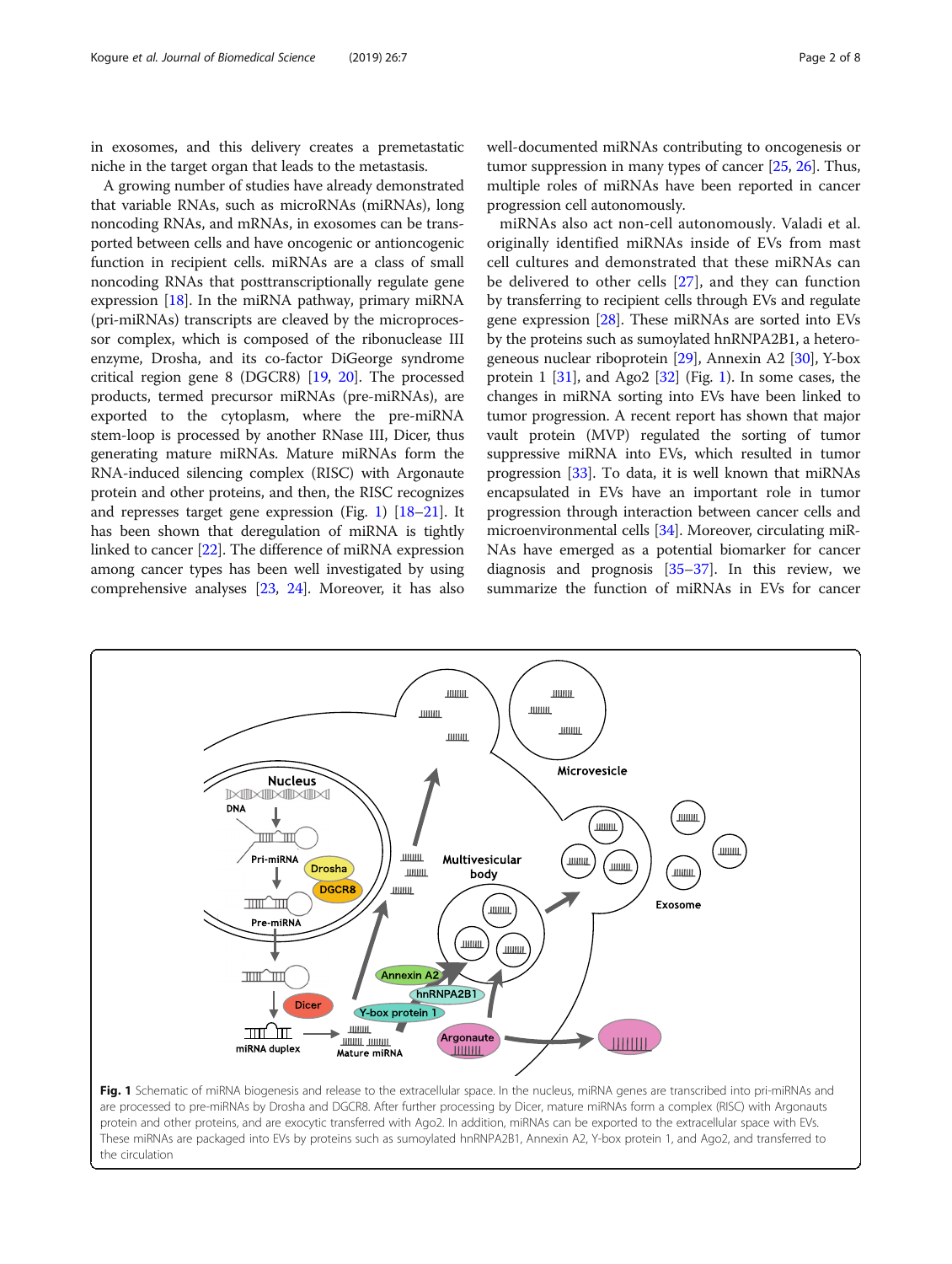in exosomes, and this delivery creates a premetastatic niche in the target organ that leads to the metastasis.

A growing number of studies have already demonstrated that variable RNAs, such as microRNAs (miRNAs), long noncoding RNAs, and mRNAs, in exosomes can be transported between cells and have oncogenic or antioncogenic function in recipient cells. miRNAs are a class of small noncoding RNAs that posttranscriptionally regulate gene expression [18]. In the miRNA pathway, primary miRNA (pri-miRNAs) transcripts are cleaved by the microprocessor complex, which is composed of the ribonuclease III enzyme, Drosha, and its co-factor DiGeorge syndrome critical region gene 8 (DGCR8) [19, 20]. The processed products, termed precursor miRNAs (pre-miRNAs), are exported to the cytoplasm, where the pre-miRNA stem-loop is processed by another RNase III, Dicer, thus generating mature miRNAs. Mature miRNAs form the RNA-induced silencing complex (RISC) with Argonaute protein and other proteins, and then, the RISC recognizes and represses target gene expression (Fig. 1) [18–21]. It has been shown that deregulation of miRNA is tightly linked to cancer [22]. The difference of miRNA expression among cancer types has been well investigated by using comprehensive analyses [23, 24]. Moreover, it has also well-documented miRNAs contributing to oncogenesis or tumor suppression in many types of cancer [25, 26]. Thus, multiple roles of miRNAs have been reported in cancer progression cell autonomously.

miRNAs also act non-cell autonomously. Valadi et al. originally identified miRNAs inside of EVs from mast cell cultures and demonstrated that these miRNAs can be delivered to other cells [27], and they can function by transferring to recipient cells through EVs and regulate gene expression [28]. These miRNAs are sorted into EVs by the proteins such as sumoylated hnRNPA2B1, a heterogeneous nuclear riboprotein [29], Annexin A2 [30], Y-box protein 1 [31], and Ago2 [32] (Fig. 1). In some cases, the changes in miRNA sorting into EVs have been linked to tumor progression. A recent report has shown that major vault protein (MVP) regulated the sorting of tumor suppressive miRNA into EVs, which resulted in tumor progression [33]. To data, it is well known that miRNAs encapsulated in EVs have an important role in tumor progression through interaction between cancer cells and microenvironmental cells [34]. Moreover, circulating miRNAs have emerged as a potential biomarker for cancer diagnosis and prognosis [35–37]. In this review, we summarize the function of miRNAs in EVs for cancer

**Fig. 1** Schematic of miRNA biogenesis and release to the extracellular space. In the nucleus, miRNA genes are transcribed into pri-miRNAs and are processed to pre-miRNAs by Drosha and DGCR8. After further processing by Dicer, mature miRNAs form a complex (RISC) with Argonauts protein and other proteins, and are exocytic transferred with Ago2. In addition, miRNAs can be exported to the extracellular space with EVs. These miRNAs are packaged into EVs by proteins such as sumoylated hnRNPA2B1, Annexin A2, Y-box protein 1, and Ago2, and transferred to the circulation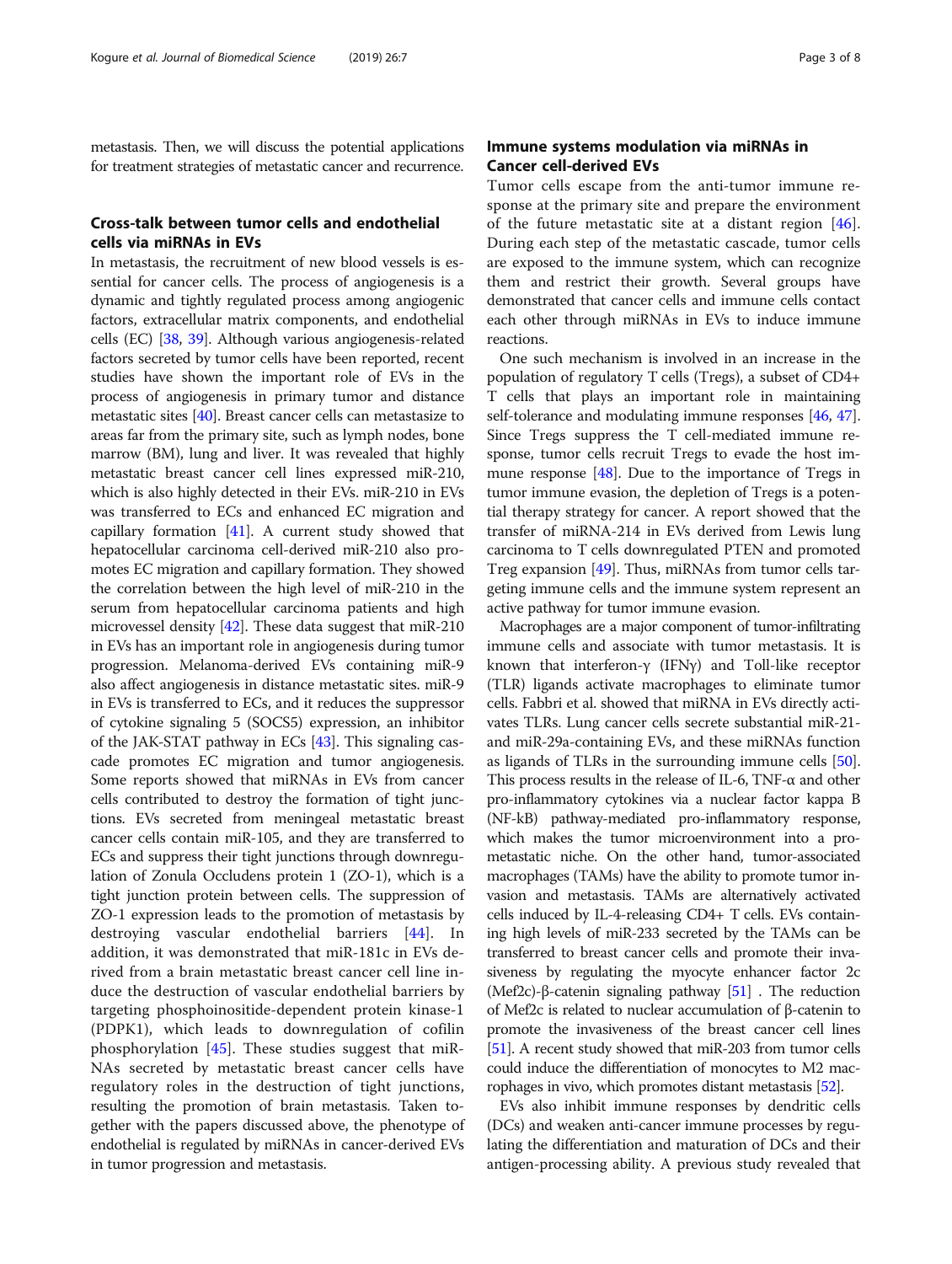metastasis. Then, we will discuss the potential applications for treatment strategies of metastatic cancer and recurrence.

## Cross-talk between tumor cells and endothelial cells via miRNAs in EVs

In metastasis, the recruitment of new blood vessels is essential for cancer cells. The process of angiogenesis is a dynamic and tightly regulated process among angiogenic factors, extracellular matrix components, and endothelial cells (EC) [38, 39]. Although various angiogenesis-related factors secreted by tumor cells have been reported, recent studies have shown the important role of EVs in the process of angiogenesis in primary tumor and distance metastatic sites [40]. Breast cancer cells can metastasize to areas far from the primary site, such as lymph nodes, bone marrow (BM), lung and liver. It was revealed that highly metastatic breast cancer cell lines expressed miR-210, which is also highly detected in their EVs. miR-210 in EVs was transferred to ECs and enhanced EC migration and capillary formation [41]. A current study showed that hepatocellular carcinoma cell-derived miR-210 also promotes EC migration and capillary formation. They showed the correlation between the high level of miR-210 in the serum from hepatocellular carcinoma patients and high microvessel density [42]. These data suggest that miR-210 in EVs has an important role in angiogenesis during tumor progression. Melanoma-derived EVs containing miR-9 also affect angiogenesis in distance metastatic sites. miR-9 in EVs is transferred to ECs, and it reduces the suppressor of cytokine signaling 5 (SOCS5) expression, an inhibitor of the JAK-STAT pathway in ECs [43]. This signaling cascade promotes EC migration and tumor angiogenesis. Some reports showed that miRNAs in EVs from cancer cells contributed to destroy the formation of tight junctions. EVs secreted from meningeal metastatic breast cancer cells contain miR-105, and they are transferred to ECs and suppress their tight junctions through downregulation of Zonula Occludens protein 1 (ZO-1), which is a tight junction protein between cells. The suppression of ZO-1 expression leads to the promotion of metastasis by destroying vascular endothelial barriers [44]. In addition, it was demonstrated that miR-181c in EVs derived from a brain metastatic breast cancer cell line induce the destruction of vascular endothelial barriers by targeting phosphoinositide-dependent protein kinase-1 (PDPK1), which leads to downregulation of cofilin phosphorylation [45]. These studies suggest that miRNAs secreted by metastatic breast cancer cells have regulatory roles in the destruction of tight junctions, resulting the promotion of brain metastasis. Taken together with the papers discussed above, the phenotype of endothelial is regulated by miRNAs in cancer-derived EVs in tumor progression and metastasis.

## Immune systems modulation via miRNAs in Cancer cell-derived EVs

Tumor cells escape from the anti-tumor immune response at the primary site and prepare the environment of the future metastatic site at a distant region [46]. During each step of the metastatic cascade, tumor cells are exposed to the immune system, which can recognize them and restrict their growth. Several groups have demonstrated that cancer cells and immune cells contact each other through miRNAs in EVs to induce immune reactions.

One such mechanism is involved in an increase in the population of regulatory T cells (Tregs), a subset of CD4+ T cells that plays an important role in maintaining self-tolerance and modulating immune responses [46, 47]. Since Tregs suppress the T cell-mediated immune response, tumor cells recruit Tregs to evade the host immune response [48]. Due to the importance of Tregs in tumor immune evasion, the depletion of Tregs is a potential therapy strategy for cancer. A report showed that the transfer of miRNA-214 in EVs derived from Lewis lung carcinoma to T cells downregulated PTEN and promoted Treg expansion [49]. Thus, miRNAs from tumor cells targeting immune cells and the immune system represent an active pathway for tumor immune evasion.

Macrophages are a major component of tumor-infiltrating immune cells and associate with tumor metastasis. It is known that interferon-γ (IFNγ) and Toll-like receptor (TLR) ligands activate macrophages to eliminate tumor cells. Fabbri et al. showed that miRNA in EVs directly activates TLRs. Lung cancer cells secrete substantial miR-21- and miR-29a-containing EVs, and these miRNAs function as ligands of TLRs in the surrounding immune cells [50]. This process results in the release of IL-6, TNF-α and other pro-inflammatory cytokines via a nuclear factor kappa B (NF-kB) pathway-mediated pro-inflammatory response, which makes the tumor microenvironment into a pro-metastatic niche. On the other hand, tumor-associated macrophages (TAMs) have the ability to promote tumor invasion and metastasis. TAMs are alternatively activated cells induced by IL-4-releasing CD4+ T cells. EVs containing high levels of miR-233 secreted by the TAMs can be transferred to breast cancer cells and promote their invasiveness by regulating the myocyte enhancer factor 2c (Mef2c)-β-catenin signaling pathway [51] . The reduction of Mef2c is related to nuclear accumulation of β-catenin to promote the invasiveness of the breast cancer cell lines [51]. A recent study showed that miR-203 from tumor cells could induce the differentiation of monocytes to M2 macrophages in vivo, which promotes distant metastasis [52].

EVs also inhibit immune responses by dendritic cells (DCs) and weaken anti-cancer immune processes by regulating the differentiation and maturation of DCs and their antigen-processing ability. A previous study revealed that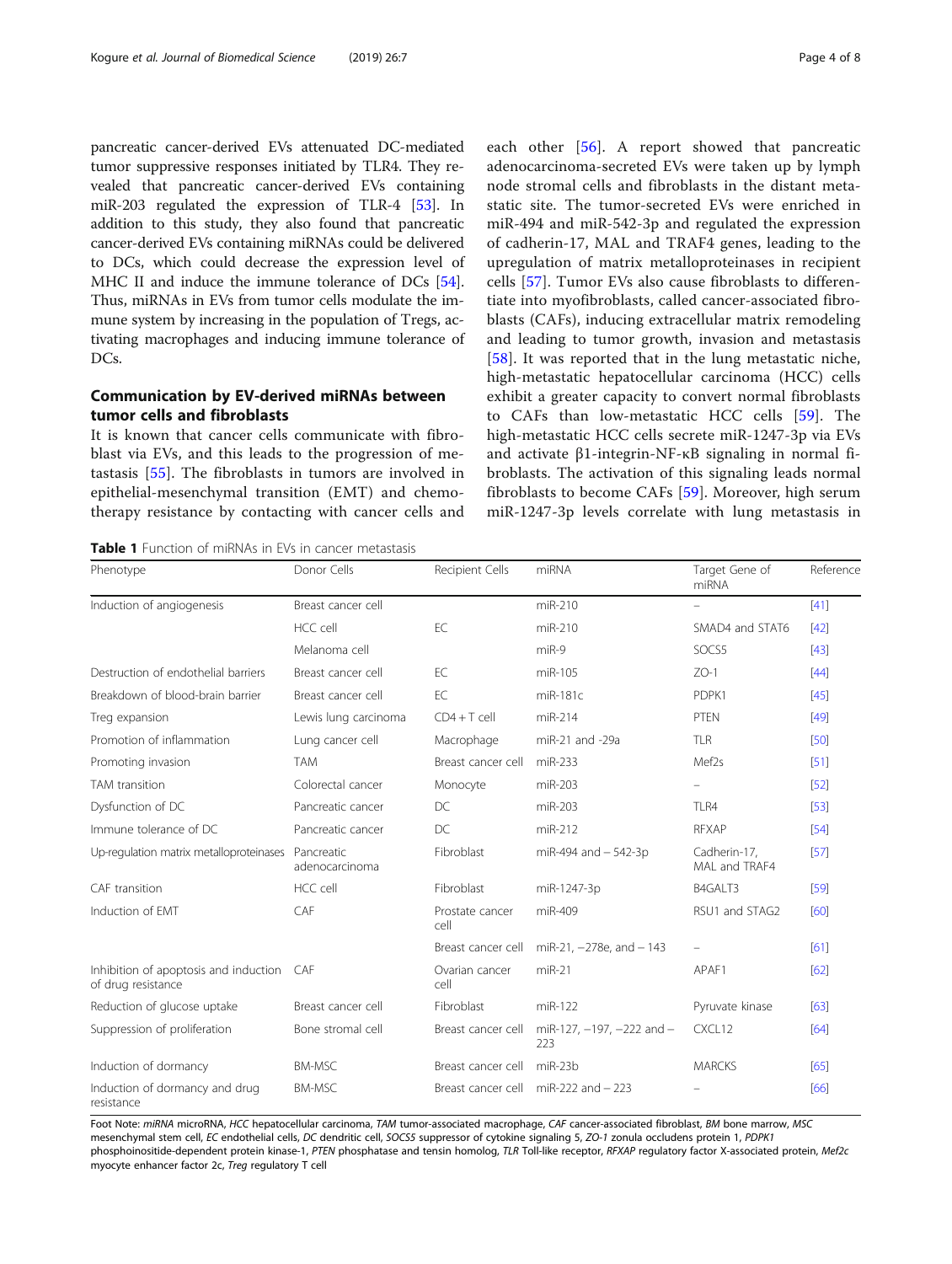pancreatic cancer-derived EVs attenuated DC-mediated tumor suppressive responses initiated by TLR4. They revealed that pancreatic cancer-derived EVs containing miR-203 regulated the expression of TLR-4 [53]. In addition to this study, they also found that pancreatic cancer-derived EVs containing miRNAs could be delivered to DCs, which could decrease the expression level of MHC II and induce the immune tolerance of DCs [54]. Thus, miRNAs in EVs from tumor cells modulate the immune system by increasing in the population of Tregs, activating macrophages and inducing immune tolerance of DCs.

## Communication by EV-derived miRNAs between tumor cells and fibroblasts

It is known that cancer cells communicate with fibroblast via EVs, and this leads to the progression of metastasis [55]. The fibroblasts in tumors are involved in epithelial-mesenchymal transition (EMT) and chemotherapy resistance by contacting with cancer cells and each other [56]. A report showed that pancreatic adenocarcinoma-secreted EVs were taken up by lymph node stromal cells and fibroblasts in the distant metastatic site. The tumor-secreted EVs were enriched in miR-494 and miR-542-3p and regulated the expression of cadherin-17, MAL and TRAF4 genes, leading to the upregulation of matrix metalloproteinases in recipient cells [57]. Tumor EVs also cause fibroblasts to differentiate into myofibroblasts, called cancer-associated fibroblasts (CAFs), inducing extracellular matrix remodeling and leading to tumor growth, invasion and metastasis [58]. It was reported that in the lung metastatic niche, high-metastatic hepatocellular carcinoma (HCC) cells exhibit a greater capacity to convert normal fibroblasts to CAFs than low-metastatic HCC cells [59]. The high-metastatic HCC cells secrete miR-1247-3p via EVs and activate β1-integrin-NF-κB signaling in normal fibroblasts. The activation of this signaling leads normal fibroblasts to become CAFs [59]. Moreover, high serum miR-1247-3p levels correlate with lung metastasis in

**Table 1** Function of miRNAs in EVs in cancer metastasis

| Phenotype | Donor Cells | Recipient Cells | miRNA | Target Gene of miRNA | Reference |
|---|---|---|---|---|---|
| Induction of angiogenesis | Breast cancer cell | | miR-210 | – | [41] |
| | HCC cell | EC | miR-210 | SMAD4 and STAT6 | [42] |
| | Melanoma cell | | miR-9 | SOCS5 | [43] |
| Destruction of endothelial barriers | Breast cancer cell | EC | miR-105 | ZO-1 | [44] |
| Breakdown of blood-brain barrier | Breast cancer cell | EC | miR-181c | PDPK1 | [45] |
| Treg expansion | Lewis lung carcinoma | CD4 + T cell | miR-214 | PTEN | [49] |
| Promotion of inflammation | Lung cancer cell | Macrophage | miR-21 and -29a | TLR | [50] |
| Promoting invasion | TAM | Breast cancer cell | miR-233 | Mef2s | [51] |
| TAM transition | Colorectal cancer | Monocyte | miR-203 | – | [52] |
| Dysfunction of DC | Pancreatic cancer | DC | miR-203 | TLR4 | [53] |
| Immune tolerance of DC | Pancreatic cancer | DC | miR-212 | RFXAP | [54] |
| Up-regulation matrix metalloproteinases | Pancreatic adenocarcinoma | Fibroblast | miR-494 and − 542-3p | Cadherin-17, MAL and TRAF4 | [57] |
| CAF transition | HCC cell | Fibroblast | miR-1247-3p | B4GALT3 | [59] |
| Induction of EMT | CAF | Prostate cancer cell | miR-409 | RSU1 and STAG2 | [60] |
| | | Breast cancer cell | miR-21, −278e, and − 143 | – | [61] |
| Inhibition of apoptosis and induction of drug resistance | CAF | Ovarian cancer cell | miR-21 | APAF1 | [62] |
| Reduction of glucose uptake | Breast cancer cell | Fibroblast | miR-122 | Pyruvate kinase | [63] |
| Suppression of proliferation | Bone stromal cell | Breast cancer cell | miR-127, −197, −222 and − 223 | CXCL12 | [64] |
| Induction of dormancy | BM-MSC | Breast cancer cell | miR-23b | MARCKS | [65] |
| Induction of dormancy and drug resistance | BM-MSC | Breast cancer cell | miR-222 and − 223 | – | [66] |

Foot Note: *miRNA* microRNA, *HCC* hepatocellular carcinoma, *TAM* tumor-associated macrophage, *CAF* cancer-associated fibroblast, *BM* bone marrow, *MSC* mesenchymal stem cell, *EC* endothelial cells, *DC* dendritic cell, *SOCS5* suppressor of cytokine signaling 5, *ZO-1* zonula occludens protein 1, *PDPK1* phosphoinositide-dependent protein kinase-1, *PTEN* phosphatase and tensin homolog, *TLR* Toll-like receptor, *RFXAP* regulatory factor X-associated protein, *Mef2c* myocyte enhancer factor 2c, *Treg* regulatory T cell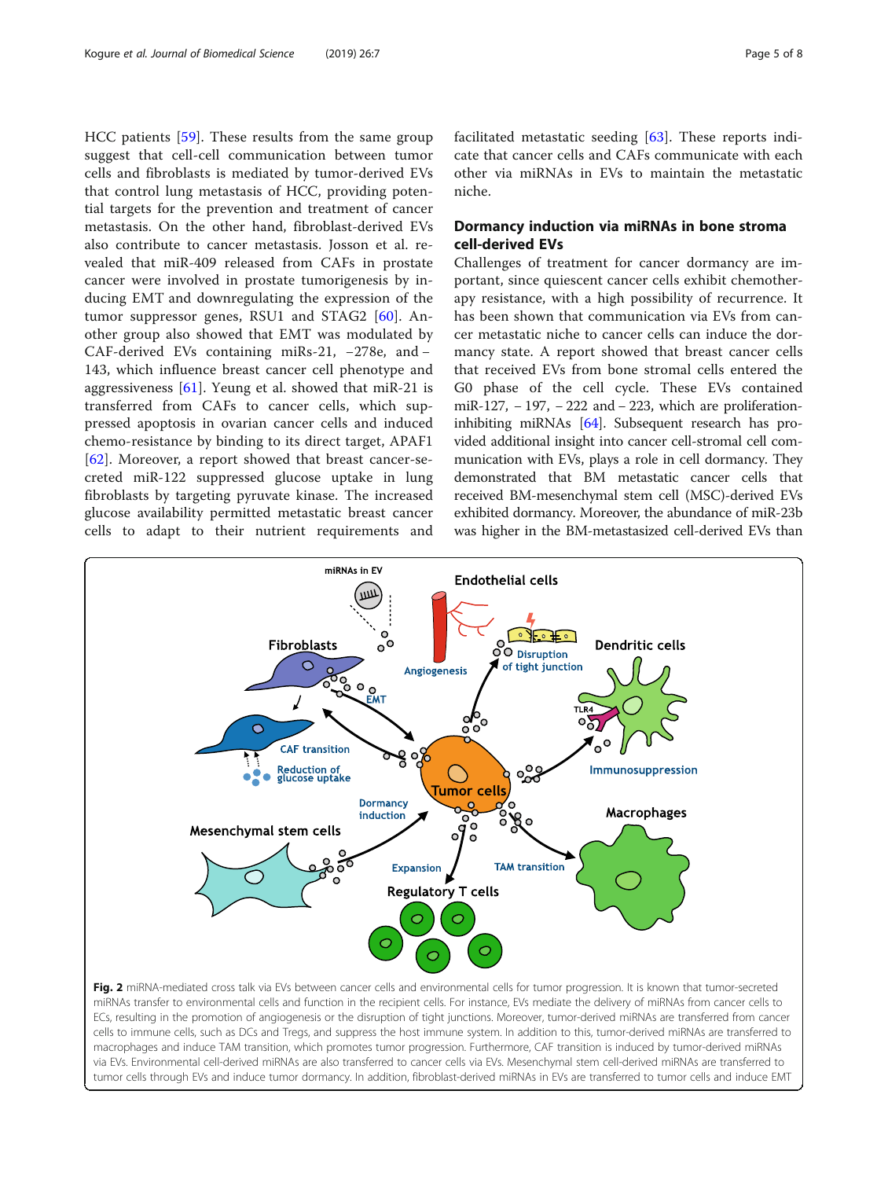HCC patients [59]. These results from the same group suggest that cell-cell communication between tumor cells and fibroblasts is mediated by tumor-derived EVs that control lung metastasis of HCC, providing potential targets for the prevention and treatment of cancer metastasis. On the other hand, fibroblast-derived EVs also contribute to cancer metastasis. Josson et al. revealed that miR-409 released from CAFs in prostate cancer were involved in prostate tumorigenesis by inducing EMT and downregulating the expression of the tumor suppressor genes, RSU1 and STAG2 [60]. Another group also showed that EMT was modulated by CAF-derived EVs containing miRs-21, −278e, and −143, which influence breast cancer cell phenotype and aggressiveness [61]. Yeung et al. showed that miR-21 is transferred from CAFs to cancer cells, which suppressed apoptosis in ovarian cancer cells and induced chemo-resistance by binding to its direct target, APAF1 [62]. Moreover, a report showed that breast cancer-secreted miR-122 suppressed glucose uptake in lung fibroblasts by targeting pyruvate kinase. The increased glucose availability permitted metastatic breast cancer cells to adapt to their nutrient requirements and facilitated metastatic seeding [63]. These reports indicate that cancer cells and CAFs communicate with each other via miRNAs in EVs to maintain the metastatic niche.

## Dormancy induction via miRNAs in bone stroma cell-derived EVs

Challenges of treatment for cancer dormancy are important, since quiescent cancer cells exhibit chemotherapy resistance, with a high possibility of recurrence. It has been shown that communication via EVs from cancer metastatic niche to cancer cells can induce the dormancy state. A report showed that breast cancer cells that received EVs from bone stromal cells entered the G0 phase of the cell cycle. These EVs contained miR-127, − 197, − 222 and − 223, which are proliferation-inhibiting miRNAs [64]. Subsequent research has provided additional insight into cancer cell-stromal cell communication with EVs, plays a role in cell dormancy. They demonstrated that BM metastatic cancer cells that received BM-mesenchymal stem cell (MSC)-derived EVs exhibited dormancy. Moreover, the abundance of miR-23b was higher in the BM-metastasized cell-derived EVs than

**Fig. 2** miRNA-mediated cross talk via EVs between cancer cells and environmental cells for tumor progression. It is known that tumor-secreted miRNAs transfer to environmental cells and function in the recipient cells. For instance, EVs mediate the delivery of miRNAs from cancer cells to ECs, resulting in the promotion of angiogenesis or the disruption of tight junctions. Moreover, tumor-derived miRNAs are transferred from cancer cells to immune cells, such as DCs and Tregs, and suppress the host immune system. In addition to this, tumor-derived miRNAs are transferred to macrophages and induce TAM transition, which promotes tumor progression. Furthermore, CAF transition is induced by tumor-derived miRNAs via EVs. Environmental cell-derived miRNAs are also transferred to cancer cells via EVs. Mesenchymal stem cell-derived miRNAs are transferred to tumor cells through EVs and induce tumor dormancy. In addition, fibroblast-derived miRNAs in EVs are transferred to tumor cells and induce EMT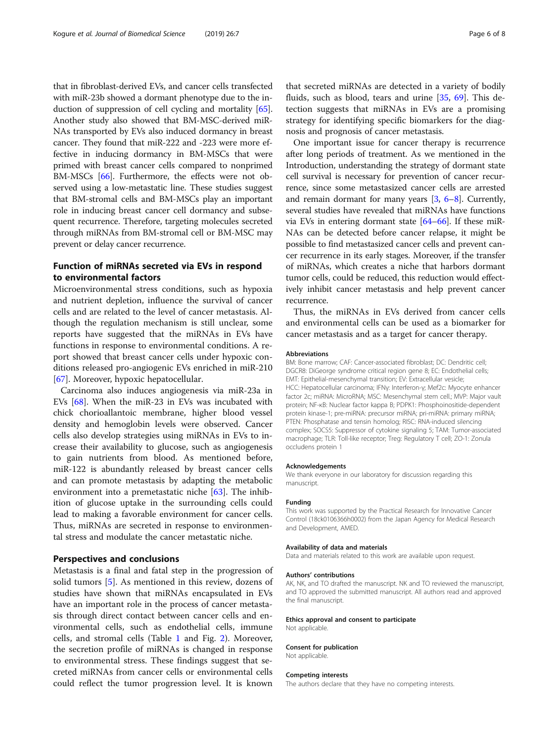that in fibroblast-derived EVs, and cancer cells transfected with miR-23b showed a dormant phenotype due to the induction of suppression of cell cycling and mortality [65]. Another study also showed that BM-MSC-derived miRNAs transported by EVs also induced dormancy in breast cancer. They found that miR-222 and -223 were more effective in inducing dormancy in BM-MSCs that were primed with breast cancer cells compared to nonprimed BM-MSCs [66]. Furthermore, the effects were not observed using a low-metastatic line. These studies suggest that BM-stromal cells and BM-MSCs play an important role in inducing breast cancer cell dormancy and subsequent recurrence. Therefore, targeting molecules secreted through miRNAs from BM-stromal cell or BM-MSC may prevent or delay cancer recurrence.

## Function of miRNAs secreted via EVs in respond to environmental factors

Microenvironmental stress conditions, such as hypoxia and nutrient depletion, influence the survival of cancer cells and are related to the level of cancer metastasis. Although the regulation mechanism is still unclear, some reports have suggested that the miRNAs in EVs have functions in response to environmental conditions. A report showed that breast cancer cells under hypoxic conditions released pro-angiogenic EVs enriched in miR-210 [67]. Moreover, hypoxic hepatocellular.

Carcinoma also induces angiogenesis via miR-23a in EVs [68]. When the miR-23 in EVs was incubated with chick chorioallantoic membrane, higher blood vessel density and hemoglobin levels were observed. Cancer cells also develop strategies using miRNAs in EVs to increase their availability to glucose, such as angiogenesis to gain nutrients from blood. As mentioned before, miR-122 is abundantly released by breast cancer cells and can promote metastasis by adapting the metabolic environment into a premetastatic niche [63]. The inhibition of glucose uptake in the surrounding cells could lead to making a favorable environment for cancer cells. Thus, miRNAs are secreted in response to environmental stress and modulate the cancer metastatic niche.

## Perspectives and conclusions

Metastasis is a final and fatal step in the progression of solid tumors [5]. As mentioned in this review, dozens of studies have shown that miRNAs encapsulated in EVs have an important role in the process of cancer metastasis through direct contact between cancer cells and environmental cells, such as endothelial cells, immune cells, and stromal cells (Table 1 and Fig. 2). Moreover, the secretion profile of miRNAs is changed in response to environmental stress. These findings suggest that secreted miRNAs from cancer cells or environmental cells could reflect the tumor progression level. It is known that secreted miRNAs are detected in a variety of bodily fluids, such as blood, tears and urine [35, 69]. This detection suggests that miRNAs in EVs are a promising strategy for identifying specific biomarkers for the diagnosis and prognosis of cancer metastasis.

One important issue for cancer therapy is recurrence after long periods of treatment. As we mentioned in the Introduction, understanding the strategy of dormant state cell survival is necessary for prevention of cancer recurrence, since some metastasized cancer cells are arrested and remain dormant for many years [3, 6–8]. Currently, several studies have revealed that miRNAs have functions via EVs in entering dormant state [64–66]. If these miRNAs can be detected before cancer relapse, it might be possible to find metastasized cancer cells and prevent cancer recurrence in its early stages. Moreover, if the transfer of miRNAs, which creates a niche that harbors dormant tumor cells, could be reduced, this reduction would effectively inhibit cancer metastasis and help prevent cancer recurrence.

Thus, the miRNAs in EVs derived from cancer cells and environmental cells can be used as a biomarker for cancer metastasis and as a target for cancer therapy.

### Abbreviations

BM: Bone marrow; CAF: Cancer-associated fibroblast; DC: Dendritic cell; DGCR8: DiGeorge syndrome critical region gene 8; EC: Endothelial cells; EMT: Epithelial-mesenchymal transition; EV: Extracellular vesicle; HCC: Hepatocellular carcinoma; IFNγ: Interferon-γ; Mef2c: Myocyte enhancer factor 2c; miRNA: MicroRNA; MSC: Mesenchymal stem cell.; MVP: Major vault protein; NF-κB: Nuclear factor kappa B; PDPK1: Phosphoinositide-dependent protein kinase-1; pre-miRNA: precursor miRNA; pri-miRNA: primary miRNA; PTEN: Phosphatase and tensin homolog; RISC: RNA-induced silencing complex; SOCS5: Suppressor of cytokine signaling 5; TAM: Tumor-associated macrophage; TLR: Toll-like receptor; Treg: Regulatory T cell; ZO-1: Zonula occludens protein 1

### Acknowledgements

We thank everyone in our laboratory for discussion regarding this manuscript.

### Funding

This work was supported by the Practical Research for Innovative Cancer Control (18ck0106366h0002) from the Japan Agency for Medical Research and Development, AMED.

### Availability of data and materials

Data and materials related to this work are available upon request.

### Authors' contributions

AK, NK, and TO drafted the manuscript. NK and TO reviewed the manuscript, and TO approved the submitted manuscript. All authors read and approved the final manuscript.

### Ethics approval and consent to participate

Not applicable.

### Consent for publication

Not applicable.

### Competing interests

The authors declare that they have no competing interests.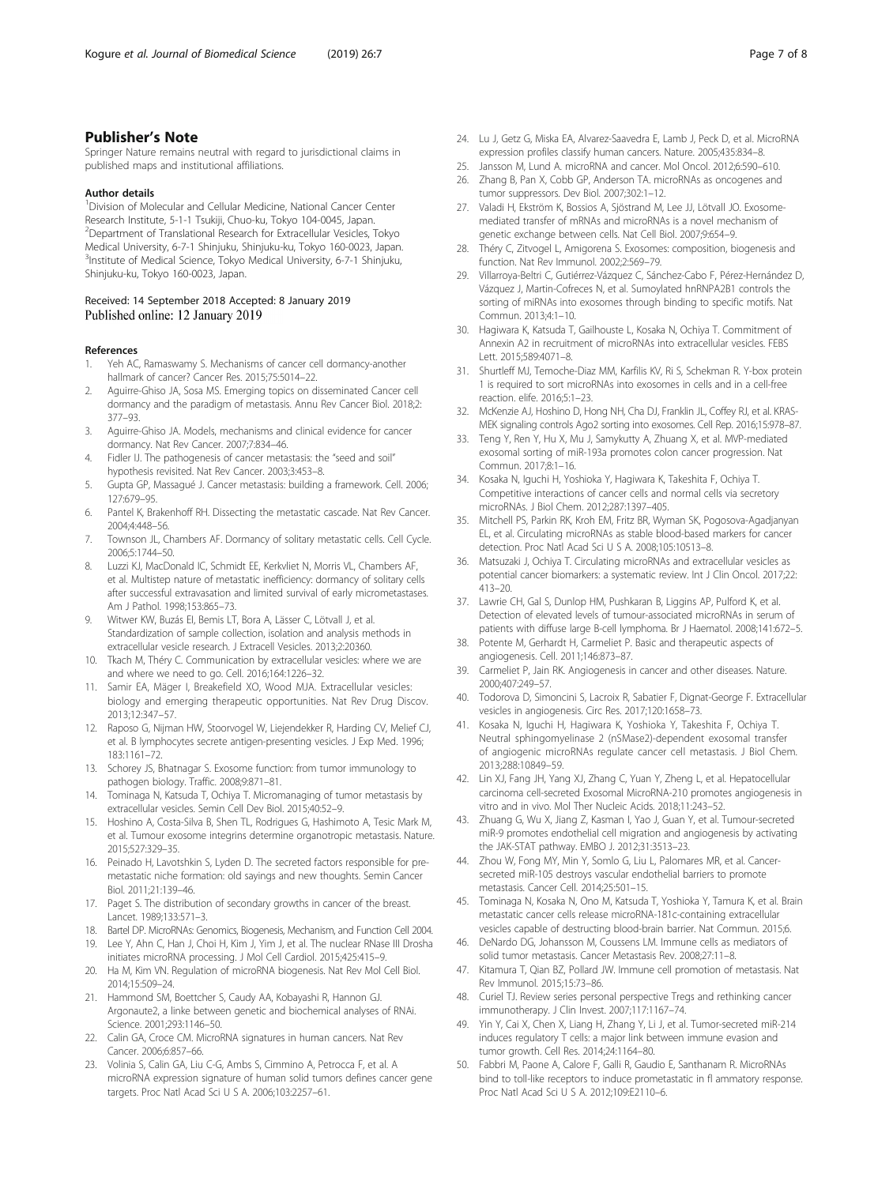## Publisher's Note

Springer Nature remains neutral with regard to jurisdictional claims in published maps and institutional affiliations.

### Author details

[1]Division of Molecular and Cellular Medicine, National Cancer Center Research Institute, 5-1-1 Tsukiji, Chuo-ku, Tokyo 104-0045, Japan. [2]Department of Translational Research for Extracellular Vesicles, Tokyo Medical University, 6-7-1 Shinjuku, Shinjuku-ku, Tokyo 160-0023, Japan. [3]Institute of Medical Science, Tokyo Medical University, 6-7-1 Shinjuku, Shinjuku-ku, Tokyo 160-0023, Japan.

Received: 14 September 2018 Accepted: 8 January 2019
Published online: 12 January 2019

### References

1. Yeh AC, Ramaswamy S. Mechanisms of cancer cell dormancy-another hallmark of cancer? Cancer Res. 2015;75:5014–22.
2. Aguirre-Ghiso JA, Sosa MS. Emerging topics on disseminated Cancer cell dormancy and the paradigm of metastasis. Annu Rev Cancer Biol. 2018;2: 377–93.
3. Aguirre-Ghiso JA. Models, mechanisms and clinical evidence for cancer dormancy. Nat Rev Cancer. 2007;7:834–46.
4. Fidler IJ. The pathogenesis of cancer metastasis: the "seed and soil" hypothesis revisited. Nat Rev Cancer. 2003;3:453–8.
5. Gupta GP, Massagué J. Cancer metastasis: building a framework. Cell. 2006; 127:679–95.
6. Pantel K, Brakenhoff RH. Dissecting the metastatic cascade. Nat Rev Cancer. 2004;4:448–56.
7. Townson JL, Chambers AF. Dormancy of solitary metastatic cells. Cell Cycle. 2006;5:1744–50.
8. Luzzi KJ, MacDonald IC, Schmidt EE, Kerkvliet N, Morris VL, Chambers AF, et al. Multistep nature of metastatic inefficiency: dormancy of solitary cells after successful extravasation and limited survival of early micrometastases. Am J Pathol. 1998;153:865–73.
9. Witwer KW, Buzás EI, Bemis LT, Bora A, Lässer C, Lötvall J, et al. Standardization of sample collection, isolation and analysis methods in extracellular vesicle research. J Extracell Vesicles. 2013;2:20360.
10. Tkach M, Théry C. Communication by extracellular vesicles: where we are and where we need to go. Cell. 2016;164:1226–32.
11. Samir EA, Mäger I, Breakefield XO, Wood MJA. Extracellular vesicles: biology and emerging therapeutic opportunities. Nat Rev Drug Discov. 2013;12:347–57.
12. Raposo G, Nijman HW, Stoorvogel W, Liejendekker R, Harding CV, Melief CJ, et al. B lymphocytes secrete antigen-presenting vesicles. J Exp Med. 1996; 183:1161–72.
13. Schorey JS, Bhatnagar S. Exosome function: from tumor immunology to pathogen biology. Traffic. 2008;9:871–81.
14. Tominaga N, Katsuda T, Ochiya T. Micromanaging of tumor metastasis by extracellular vesicles. Semin Cell Dev Biol. 2015;40:52–9.
15. Hoshino A, Costa-Silva B, Shen TL, Rodrigues G, Hashimoto A, Tesic Mark M, et al. Tumour exosome integrins determine organotropic metastasis. Nature. 2015;527:329–35.
16. Peinado H, Lavotshkin S, Lyden D. The secreted factors responsible for pre-metastatic niche formation: old sayings and new thoughts. Semin Cancer Biol. 2011;21:139–46.
17. Paget S. The distribution of secondary growths in cancer of the breast. Lancet. 1989;133:571–3.
18. Bartel DP. MicroRNAs: Genomics, Biogenesis, Mechanism, and Function Cell 2004.
19. Lee Y, Ahn C, Han J, Choi H, Kim J, Yim J, et al. The nuclear RNase III Drosha initiates microRNA processing. J Mol Cell Cardiol. 2015;425:415–9.
20. Ha M, Kim VN. Regulation of microRNA biogenesis. Nat Rev Mol Cell Biol. 2014;15:509–24.
21. Hammond SM, Boettcher S, Caudy AA, Kobayashi R, Hannon GJ. Argonaute2, a linke between genetic and biochemical analyses of RNAi. Science. 2001;293:1146–50.
22. Calin GA, Croce CM. MicroRNA signatures in human cancers. Nat Rev Cancer. 2006;6:857–66.
23. Volinia S, Calin GA, Liu C-G, Ambs S, Cimmino A, Petrocca F, et al. A microRNA expression signature of human solid tumors defines cancer gene targets. Proc Natl Acad Sci U S A. 2006;103:2257–61.
24. Lu J, Getz G, Miska EA, Alvarez-Saavedra E, Lamb J, Peck D, et al. MicroRNA expression profiles classify human cancers. Nature. 2005;435:834–8.
25. Jansson M, Lund A. microRNA and cancer. Mol Oncol. 2012;6:590–610.
26. Zhang B, Pan X, Cobb GP, Anderson TA. microRNAs as oncogenes and tumor suppressors. Dev Biol. 2007;302:1–12.
27. Valadi H, Ekström K, Bossios A, Sjöstrand M, Lee JJ, Lötvall JO. Exosome-mediated transfer of mRNAs and microRNAs is a novel mechanism of genetic exchange between cells. Nat Cell Biol. 2007;9:654–9.
28. Théry C, Zitvogel L, Amigorena S. Exosomes: composition, biogenesis and function. Nat Rev Immunol. 2002;2:569–79.
29. Villarroya-Beltri C, Gutiérrez-Vázquez C, Sánchez-Cabo F, Pérez-Hernández D, Vázquez J, Martin-Cofreces N, et al. Sumoylated hnRNPA2B1 controls the sorting of miRNAs into exosomes through binding to specific motifs. Nat Commun. 2013;4:1–10.
30. Hagiwara K, Katsuda T, Gailhouste L, Kosaka N, Ochiya T. Commitment of Annexin A2 in recruitment of microRNAs into extracellular vesicles. FEBS Lett. 2015;589:4071–8.
31. Shurtleff MJ, Temoche-Diaz MM, Karfilis KV, Ri S, Schekman R. Y-box protein 1 is required to sort microRNAs into exosomes in cells and in a cell-free reaction. elife. 2016;5:1–23.
32. McKenzie AJ, Hoshino D, Hong NH, Cha DJ, Franklin JL, Coffey RJ, et al. KRAS-MEK signaling controls Ago2 sorting into exosomes. Cell Rep. 2016;15:978–87.
33. Teng Y, Ren Y, Hu X, Mu J, Samykutty A, Zhuang X, et al. MVP-mediated exosomal sorting of miR-193a promotes colon cancer progression. Nat Commun. 2017;8:1–16.
34. Kosaka N, Iguchi H, Yoshioka Y, Hagiwara K, Takeshita F, Ochiya T. Competitive interactions of cancer cells and normal cells via secretory microRNAs. J Biol Chem. 2012;287:1397–405.
35. Mitchell PS, Parkin RK, Kroh EM, Fritz BR, Wyman SK, Pogosova-Agadjanyan EL, et al. Circulating microRNAs as stable blood-based markers for cancer detection. Proc Natl Acad Sci U S A. 2008;105:10513–8.
36. Matsuzaki J, Ochiya T. Circulating microRNAs and extracellular vesicles as potential cancer biomarkers: a systematic review. Int J Clin Oncol. 2017;22: 413–20.
37. Lawrie CH, Gal S, Dunlop HM, Pushkaran B, Liggins AP, Pulford K, et al. Detection of elevated levels of tumour-associated microRNAs in serum of patients with diffuse large B-cell lymphoma. Br J Haematol. 2008;141:672–5.
38. Potente M, Gerhardt H, Carmeliet P. Basic and therapeutic aspects of angiogenesis. Cell. 2011;146:873–87.
39. Carmeliet P, Jain RK. Angiogenesis in cancer and other diseases. Nature. 2000;407:249–57.
40. Todorova D, Simoncini S, Lacroix R, Sabatier F, Dignat-George F. Extracellular vesicles in angiogenesis. Circ Res. 2017;120:1658–73.
41. Kosaka N, Iguchi H, Hagiwara K, Yoshioka Y, Takeshita F, Ochiya T. Neutral sphingomyelinase 2 (nSMase2)-dependent exosomal transfer of angiogenic microRNAs regulate cancer cell metastasis. J Biol Chem. 2013;288:10849–59.
42. Lin XJ, Fang JH, Yang XJ, Zhang C, Yuan Y, Zheng L, et al. Hepatocellular carcinoma cell-secreted Exosomal MicroRNA-210 promotes angiogenesis in vitro and in vivo. Mol Ther Nucleic Acids. 2018;11:243–52.
43. Zhuang G, Wu X, Jiang Z, Kasman I, Yao J, Guan Y, et al. Tumour-secreted miR-9 promotes endothelial cell migration and angiogenesis by activating the JAK-STAT pathway. EMBO J. 2012;31:3513–23.
44. Zhou W, Fong MY, Min Y, Somlo G, Liu L, Palomares MR, et al. Cancer-secreted miR-105 destroys vascular endothelial barriers to promote metastasis. Cancer Cell. 2014;25:501–15.
45. Tominaga N, Kosaka N, Ono M, Katsuda T, Yoshioka Y, Tamura K, et al. Brain metastatic cancer cells release microRNA-181c-containing extracellular vesicles capable of destructing blood-brain barrier. Nat Commun. 2015;6.
46. DeNardo DG, Johansson M, Coussens LM. Immune cells as mediators of solid tumor metastasis. Cancer Metastasis Rev. 2008;27:11–8.
47. Kitamura T, Qian BZ, Pollard JW. Immune cell promotion of metastasis. Nat Rev Immunol. 2015;15:73–86.
48. Curiel TJ. Review series personal perspective Tregs and rethinking cancer immunotherapy. J Clin Invest. 2007;117:1167–74.
49. Yin Y, Cai X, Chen X, Liang H, Zhang Y, Li J, et al. Tumor-secreted miR-214 induces regulatory T cells: a major link between immune evasion and tumor growth. Cell Res. 2014;24:1164–80.
50. Fabbri M, Paone A, Calore F, Galli R, Gaudio E, Santhanam R. MicroRNAs bind to toll-like receptors to induce prometastatic in fl ammatory response. Proc Natl Acad Sci U S A. 2012;109:E2110–6.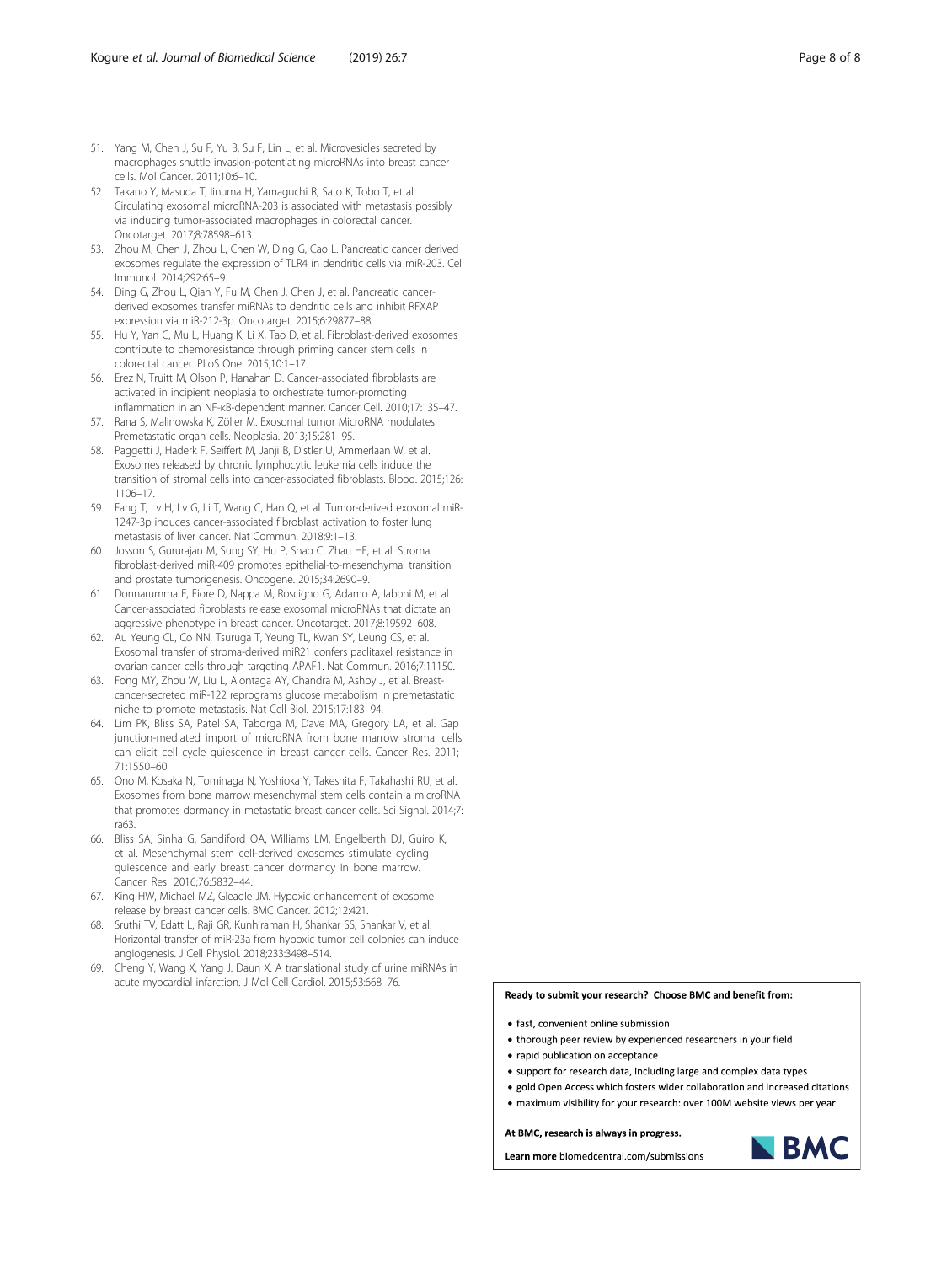51. Yang M, Chen J, Su F, Yu B, Su F, Lin L, et al. Microvesicles secreted by macrophages shuttle invasion-potentiating microRNAs into breast cancer cells. Mol Cancer. 2011;10:6–10.
52. Takano Y, Masuda T, Iinuma H, Yamaguchi R, Sato K, Tobo T, et al. Circulating exosomal microRNA-203 is associated with metastasis possibly via inducing tumor-associated macrophages in colorectal cancer. Oncotarget. 2017;8:78598–613.
53. Zhou M, Chen J, Zhou L, Chen W, Ding G, Cao L. Pancreatic cancer derived exosomes regulate the expression of TLR4 in dendritic cells via miR-203. Cell Immunol. 2014;292:65–9.
54. Ding G, Zhou L, Qian Y, Fu M, Chen J, Chen J, et al. Pancreatic cancer-derived exosomes transfer miRNAs to dendritic cells and inhibit RFXAP expression via miR-212-3p. Oncotarget. 2015;6:29877–88.
55. Hu Y, Yan C, Mu L, Huang K, Li X, Tao D, et al. Fibroblast-derived exosomes contribute to chemoresistance through priming cancer stem cells in colorectal cancer. PLoS One. 2015;10:1–17.
56. Erez N, Truitt M, Olson P, Hanahan D. Cancer-associated fibroblasts are activated in incipient neoplasia to orchestrate tumor-promoting inflammation in an NF-κB-dependent manner. Cancer Cell. 2010;17:135–47.
57. Rana S, Malinowska K, Zöller M. Exosomal tumor MicroRNA modulates Premetastatic organ cells. Neoplasia. 2013;15:281–95.
58. Paggetti J, Haderk F, Seiffert M, Janji B, Distler U, Ammerlaan W, et al. Exosomes released by chronic lymphocytic leukemia cells induce the transition of stromal cells into cancer-associated fibroblasts. Blood. 2015;126:1106–17.
59. Fang T, Lv H, Lv G, Li T, Wang C, Han Q, et al. Tumor-derived exosomal miR-1247-3p induces cancer-associated fibroblast activation to foster lung metastasis of liver cancer. Nat Commun. 2018;9:1–13.
60. Josson S, Gururajan M, Sung SY, Hu P, Shao C, Zhau HE, et al. Stromal fibroblast-derived miR-409 promotes epithelial-to-mesenchymal transition and prostate tumorigenesis. Oncogene. 2015;34:2690–9.
61. Donnarumma E, Fiore D, Nappa M, Roscigno G, Adamo A, Iaboni M, et al. Cancer-associated fibroblasts release exosomal microRNAs that dictate an aggressive phenotype in breast cancer. Oncotarget. 2017;8:19592–608.
62. Au Yeung CL, Co NN, Tsuruga T, Yeung TL, Kwan SY, Leung CS, et al. Exosomal transfer of stroma-derived miR21 confers paclitaxel resistance in ovarian cancer cells through targeting APAF1. Nat Commun. 2016;7:11150.
63. Fong MY, Zhou W, Liu L, Alontaga AY, Chandra M, Ashby J, et al. Breast-cancer-secreted miR-122 reprograms glucose metabolism in premetastatic niche to promote metastasis. Nat Cell Biol. 2015;17:183–94.
64. Lim PK, Bliss SA, Patel SA, Taborga M, Dave MA, Gregory LA, et al. Gap junction-mediated import of microRNA from bone marrow stromal cells can elicit cell cycle quiescence in breast cancer cells. Cancer Res. 2011;71:1550–60.
65. Ono M, Kosaka N, Tominaga N, Yoshioka Y, Takeshita F, Takahashi RU, et al. Exosomes from bone marrow mesenchymal stem cells contain a microRNA that promotes dormancy in metastatic breast cancer cells. Sci Signal. 2014;7:ra63.
66. Bliss SA, Sinha G, Sandiford OA, Williams LM, Engelberth DJ, Guiro K, et al. Mesenchymal stem cell-derived exosomes stimulate cycling quiescence and early breast cancer dormancy in bone marrow. Cancer Res. 2016;76:5832–44.
67. King HW, Michael MZ, Gleadle JM. Hypoxic enhancement of exosome release by breast cancer cells. BMC Cancer. 2012;12:421.
68. Sruthi TV, Edatt L, Raji GR, Kunhiraman H, Shankar SS, Shankar V, et al. Horizontal transfer of miR-23a from hypoxic tumor cell colonies can induce angiogenesis. J Cell Physiol. 2018;233:3498–514.
69. Cheng Y, Wang X, Yang J. Daun X. A translational study of urine miRNAs in acute myocardial infarction. J Mol Cell Cardiol. 2015;53:668–76.

**Ready to submit your research? Choose BMC and benefit from:**

- fast, convenient online submission
- thorough peer review by experienced researchers in your field
- rapid publication on acceptance
- support for research data, including large and complex data types
- gold Open Access which fosters wider collaboration and increased citations
- maximum visibility for your research: over 100M website views per year

**At BMC, research is always in progress.**

**Learn more** biomedcentral.com/submissions

BMC